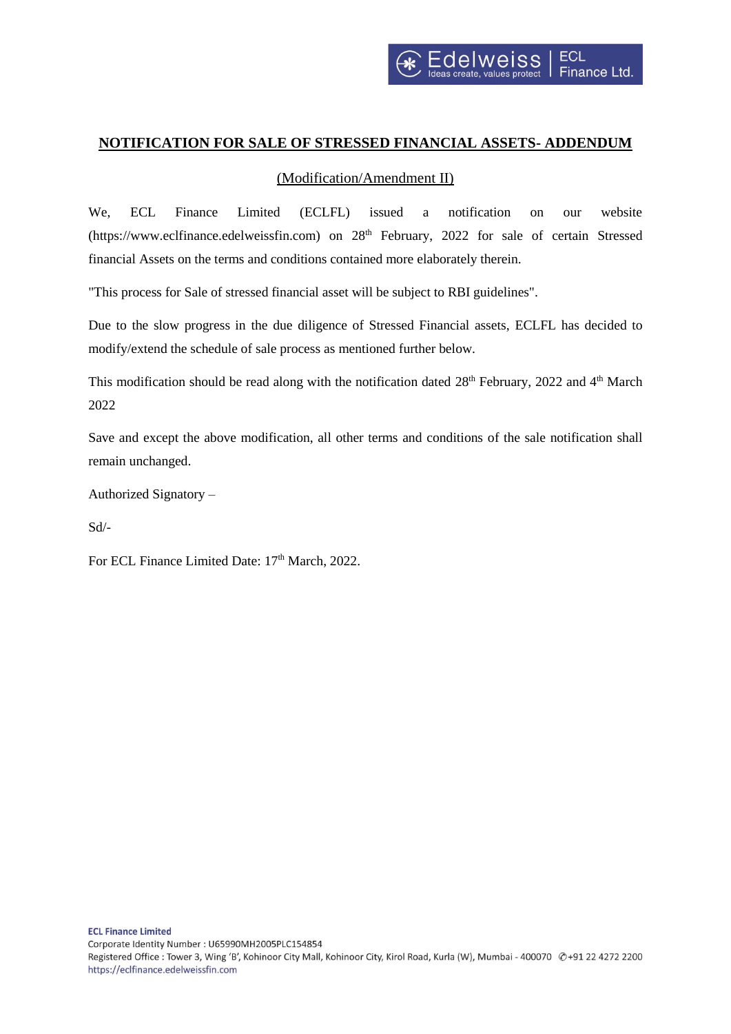# NOTIFICATION FOR SALE OF STRESSED FINANCIAL ASSETS- ADDENDUM

(Modification/Amendment II)

We, ECL Finance Limited (ECLFL) issued a notification on our website (https://www.eclfinance.edelweissfin.com) on 28th February, 2022 for sale of certain Stressed financial Assets on the terms and conditions contained more elaborately therein.

"This process for Sale of stressed financial asset will be subject to RBI guidelines".

Due to the slow progress in the due diligence of Stressed Financial assets, ECLFL has decided to modify/extend the schedule of sale process as mentioned further below.

This modification should be read along with the notification dated 28th February, 2022 and 4th March 2022

Save and except the above modification, all other terms and conditions of the sale notification shall remain unchanged.

Authorized Signatory –

Sd/-

For ECL Finance Limited Date: 17th March, 2022.

**ECL Finance Limited**
Corporate Identity Number : U65990MH2005PLC154854
Registered Office : Tower 3, Wing 'B', Kohinoor City Mall, Kohinoor City, Kirol Road, Kurla (W), Mumbai - 400070 ✆+91 22 4272 2200
https://eclfinance.edelweissfin.com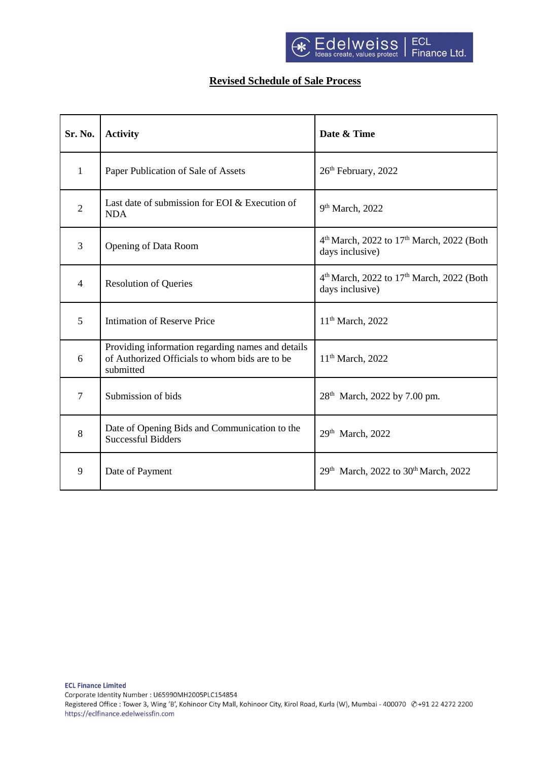## Revised Schedule of Sale Process

| Sr. No. | Activity | Date & Time |
|---|---|---|
| 1 | Paper Publication of Sale of Assets | 26th February, 2022 |
| 2 | Last date of submission for EOI & Execution of NDA | 9th March, 2022 |
| 3 | Opening of Data Room | 4th March, 2022 to 17th March, 2022 (Both days inclusive) |
| 4 | Resolution of Queries | 4th March, 2022 to 17th March, 2022 (Both days inclusive) |
| 5 | Intimation of Reserve Price | 11th March, 2022 |
| 6 | Providing information regarding names and details of Authorized Officials to whom bids are to be submitted | 11th March, 2022 |
| 7 | Submission of bids | 28th March, 2022 by 7.00 pm. |
| 8 | Date of Opening Bids and Communication to the Successful Bidders | 29th March, 2022 |
| 9 | Date of Payment | 29th March, 2022 to 30th March, 2022 |